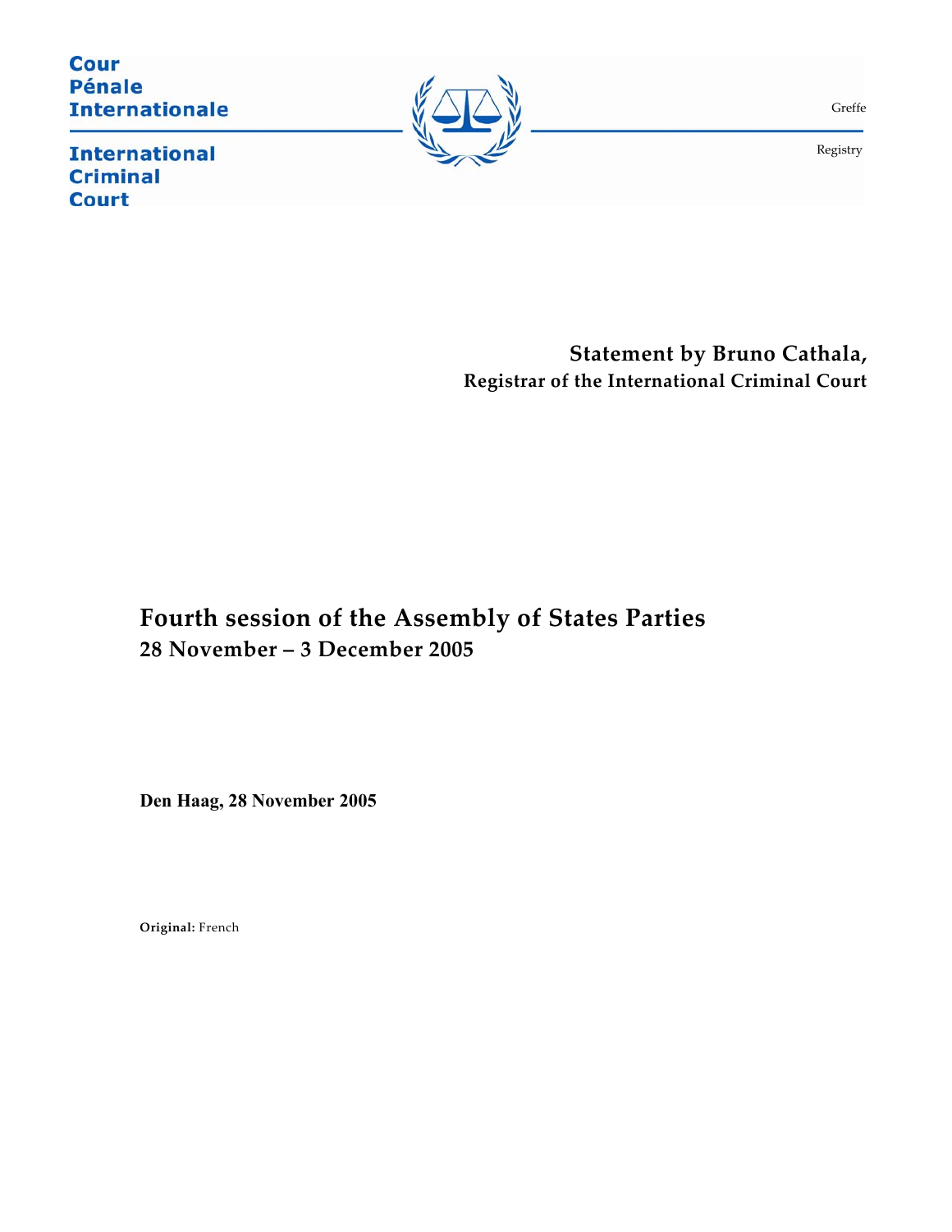Cour
Pénale
Internationale

International
Criminal
Court

Greffe

Registry

**Statement by Bruno Cathala,**
**Registrar of the International Criminal Court**

# Fourth session of the Assembly of States Parties

## 28 November – 3 December 2005

**Den Haag, 28 November 2005**

**Original:** French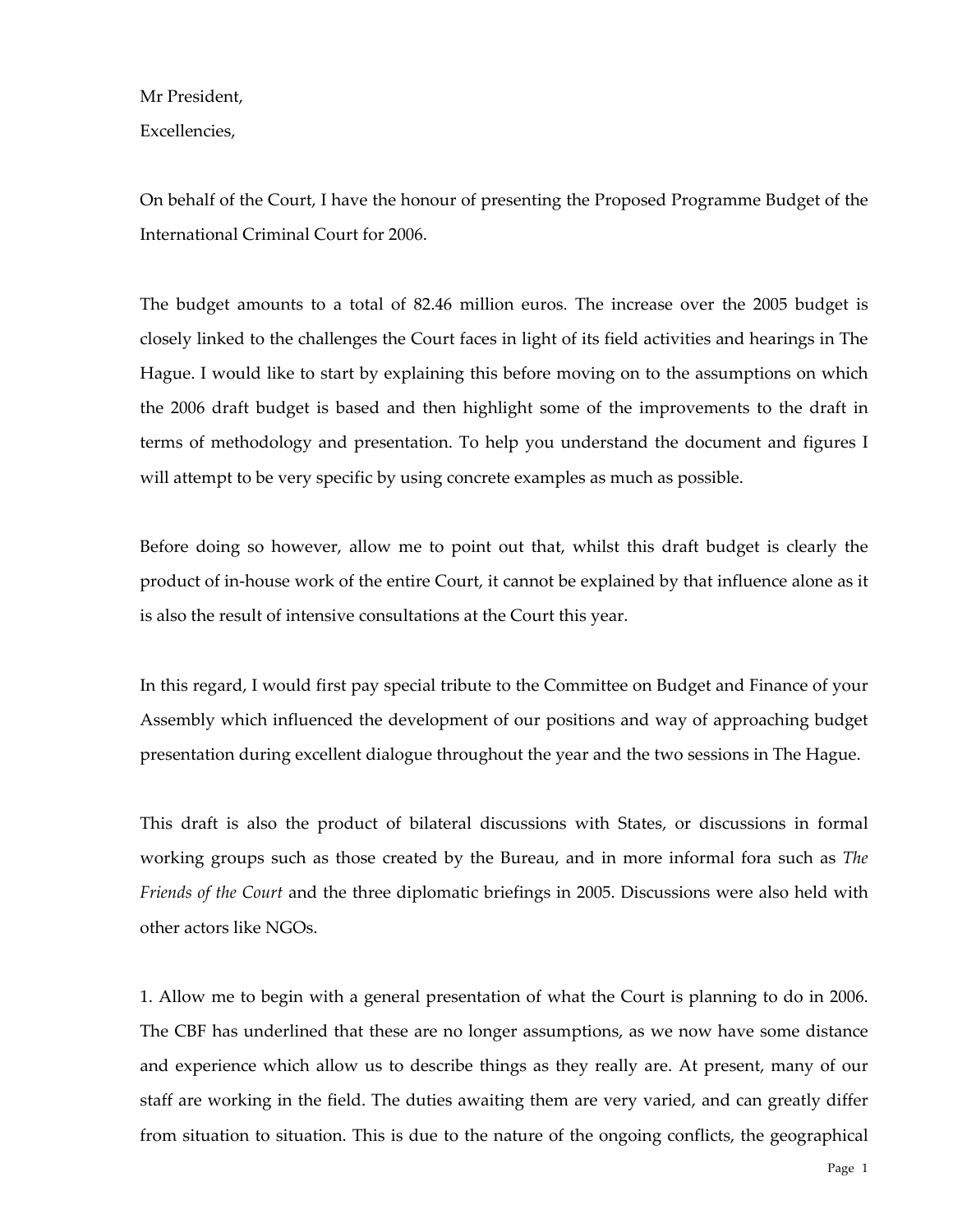Mr President,

Excellencies,

On behalf of the Court, I have the honour of presenting the Proposed Programme Budget of the International Criminal Court for 2006.

The budget amounts to a total of 82.46 million euros. The increase over the 2005 budget is closely linked to the challenges the Court faces in light of its field activities and hearings in The Hague. I would like to start by explaining this before moving on to the assumptions on which the 2006 draft budget is based and then highlight some of the improvements to the draft in terms of methodology and presentation. To help you understand the document and figures I will attempt to be very specific by using concrete examples as much as possible.

Before doing so however, allow me to point out that, whilst this draft budget is clearly the product of in-house work of the entire Court, it cannot be explained by that influence alone as it is also the result of intensive consultations at the Court this year.

In this regard, I would first pay special tribute to the Committee on Budget and Finance of your Assembly which influenced the development of our positions and way of approaching budget presentation during excellent dialogue throughout the year and the two sessions in The Hague.

This draft is also the product of bilateral discussions with States, or discussions in formal working groups such as those created by the Bureau, and in more informal fora such as *The Friends of the Court* and the three diplomatic briefings in 2005. Discussions were also held with other actors like NGOs.

1. Allow me to begin with a general presentation of what the Court is planning to do in 2006. The CBF has underlined that these are no longer assumptions, as we now have some distance and experience which allow us to describe things as they really are. At present, many of our staff are working in the field. The duties awaiting them are very varied, and can greatly differ from situation to situation. This is due to the nature of the ongoing conflicts, the geographical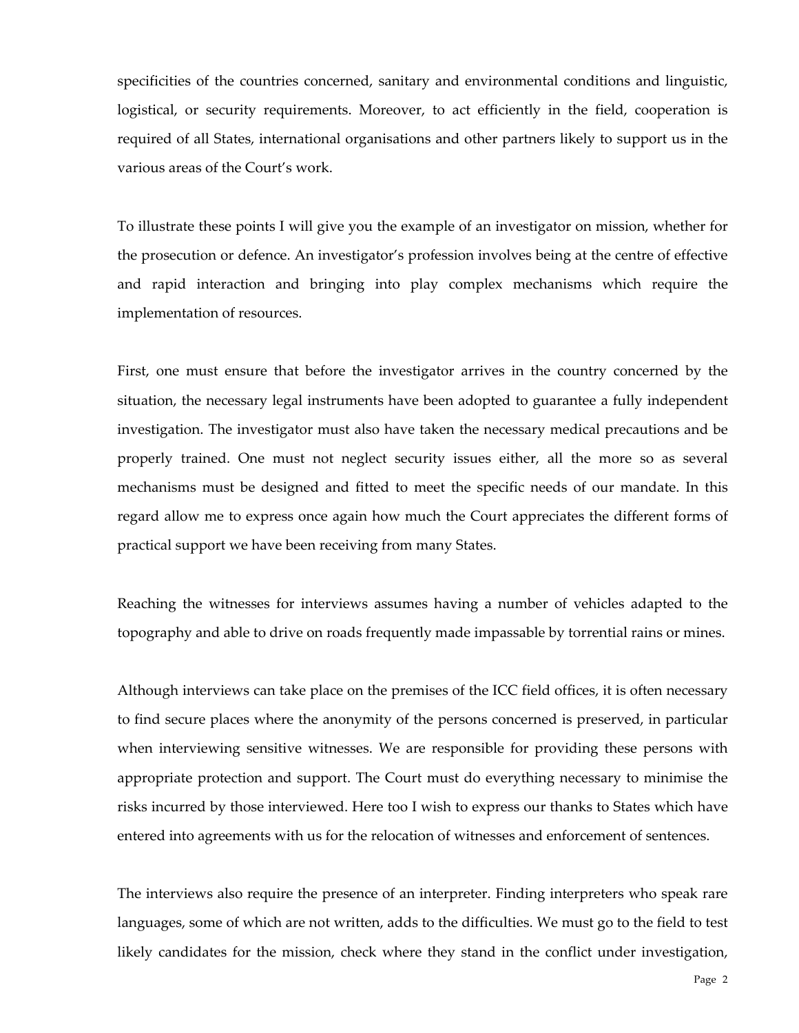specificities of the countries concerned, sanitary and environmental conditions and linguistic, logistical, or security requirements. Moreover, to act efficiently in the field, cooperation is required of all States, international organisations and other partners likely to support us in the various areas of the Court's work.

To illustrate these points I will give you the example of an investigator on mission, whether for the prosecution or defence. An investigator's profession involves being at the centre of effective and rapid interaction and bringing into play complex mechanisms which require the implementation of resources.

First, one must ensure that before the investigator arrives in the country concerned by the situation, the necessary legal instruments have been adopted to guarantee a fully independent investigation. The investigator must also have taken the necessary medical precautions and be properly trained. One must not neglect security issues either, all the more so as several mechanisms must be designed and fitted to meet the specific needs of our mandate. In this regard allow me to express once again how much the Court appreciates the different forms of practical support we have been receiving from many States.

Reaching the witnesses for interviews assumes having a number of vehicles adapted to the topography and able to drive on roads frequently made impassable by torrential rains or mines.

Although interviews can take place on the premises of the ICC field offices, it is often necessary to find secure places where the anonymity of the persons concerned is preserved, in particular when interviewing sensitive witnesses. We are responsible for providing these persons with appropriate protection and support. The Court must do everything necessary to minimise the risks incurred by those interviewed. Here too I wish to express our thanks to States which have entered into agreements with us for the relocation of witnesses and enforcement of sentences.

The interviews also require the presence of an interpreter. Finding interpreters who speak rare languages, some of which are not written, adds to the difficulties. We must go to the field to test likely candidates for the mission, check where they stand in the conflict under investigation,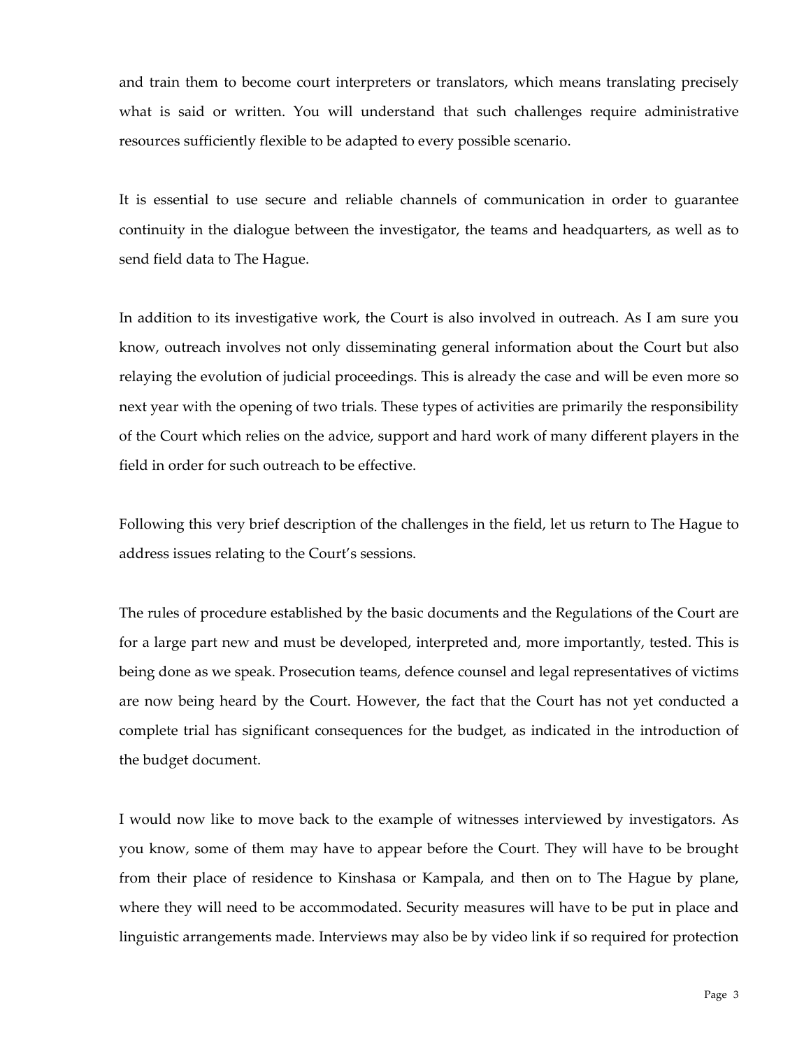and train them to become court interpreters or translators, which means translating precisely what is said or written. You will understand that such challenges require administrative resources sufficiently flexible to be adapted to every possible scenario.

It is essential to use secure and reliable channels of communication in order to guarantee continuity in the dialogue between the investigator, the teams and headquarters, as well as to send field data to The Hague.

In addition to its investigative work, the Court is also involved in outreach. As I am sure you know, outreach involves not only disseminating general information about the Court but also relaying the evolution of judicial proceedings. This is already the case and will be even more so next year with the opening of two trials. These types of activities are primarily the responsibility of the Court which relies on the advice, support and hard work of many different players in the field in order for such outreach to be effective.

Following this very brief description of the challenges in the field, let us return to The Hague to address issues relating to the Court's sessions.

The rules of procedure established by the basic documents and the Regulations of the Court are for a large part new and must be developed, interpreted and, more importantly, tested. This is being done as we speak. Prosecution teams, defence counsel and legal representatives of victims are now being heard by the Court. However, the fact that the Court has not yet conducted a complete trial has significant consequences for the budget, as indicated in the introduction of the budget document.

I would now like to move back to the example of witnesses interviewed by investigators. As you know, some of them may have to appear before the Court. They will have to be brought from their place of residence to Kinshasa or Kampala, and then on to The Hague by plane, where they will need to be accommodated. Security measures will have to be put in place and linguistic arrangements made. Interviews may also be by video link if so required for protection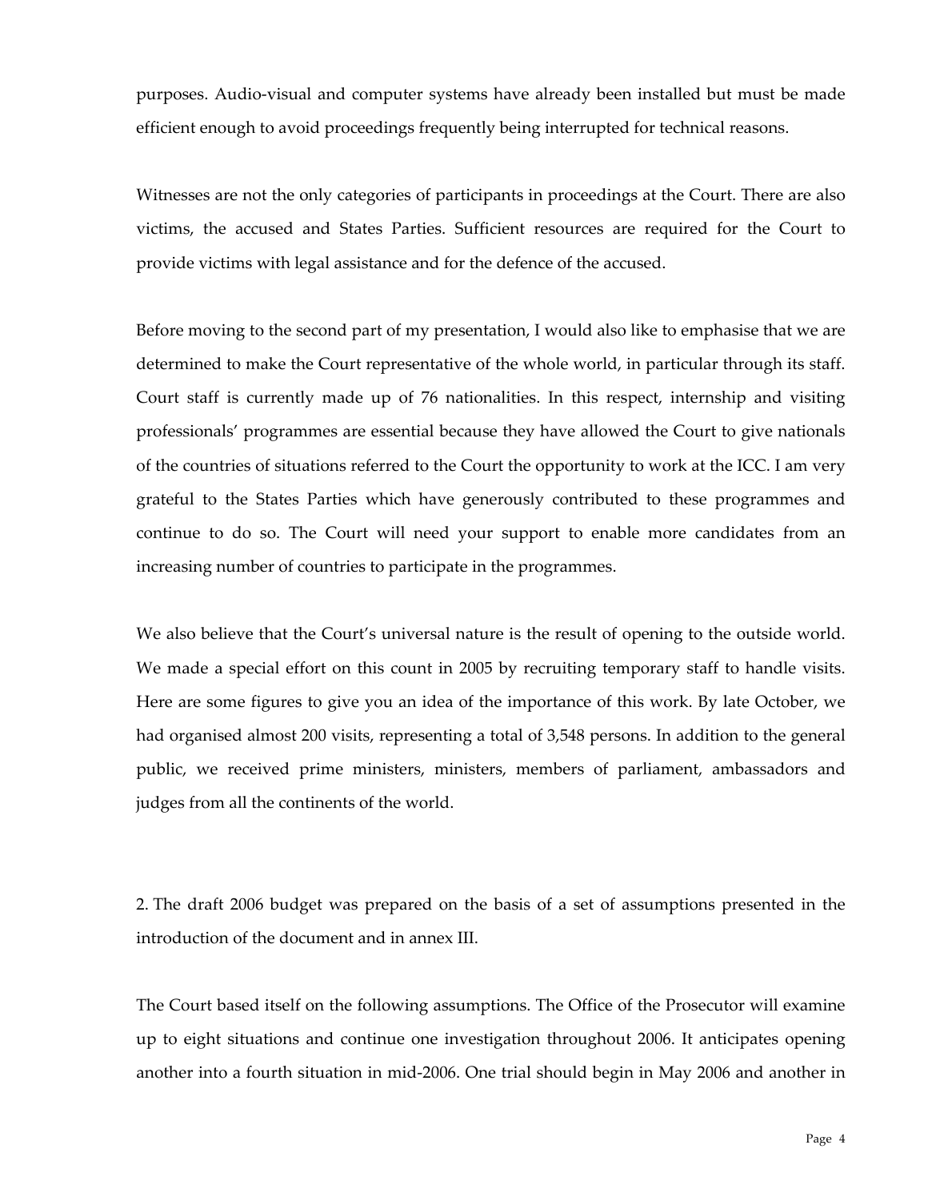purposes. Audio-visual and computer systems have already been installed but must be made efficient enough to avoid proceedings frequently being interrupted for technical reasons.

Witnesses are not the only categories of participants in proceedings at the Court. There are also victims, the accused and States Parties. Sufficient resources are required for the Court to provide victims with legal assistance and for the defence of the accused.

Before moving to the second part of my presentation, I would also like to emphasise that we are determined to make the Court representative of the whole world, in particular through its staff. Court staff is currently made up of 76 nationalities. In this respect, internship and visiting professionals' programmes are essential because they have allowed the Court to give nationals of the countries of situations referred to the Court the opportunity to work at the ICC. I am very grateful to the States Parties which have generously contributed to these programmes and continue to do so. The Court will need your support to enable more candidates from an increasing number of countries to participate in the programmes.

We also believe that the Court's universal nature is the result of opening to the outside world. We made a special effort on this count in 2005 by recruiting temporary staff to handle visits. Here are some figures to give you an idea of the importance of this work. By late October, we had organised almost 200 visits, representing a total of 3,548 persons. In addition to the general public, we received prime ministers, ministers, members of parliament, ambassadors and judges from all the continents of the world.

2. The draft 2006 budget was prepared on the basis of a set of assumptions presented in the introduction of the document and in annex III.

The Court based itself on the following assumptions. The Office of the Prosecutor will examine up to eight situations and continue one investigation throughout 2006. It anticipates opening another into a fourth situation in mid-2006. One trial should begin in May 2006 and another in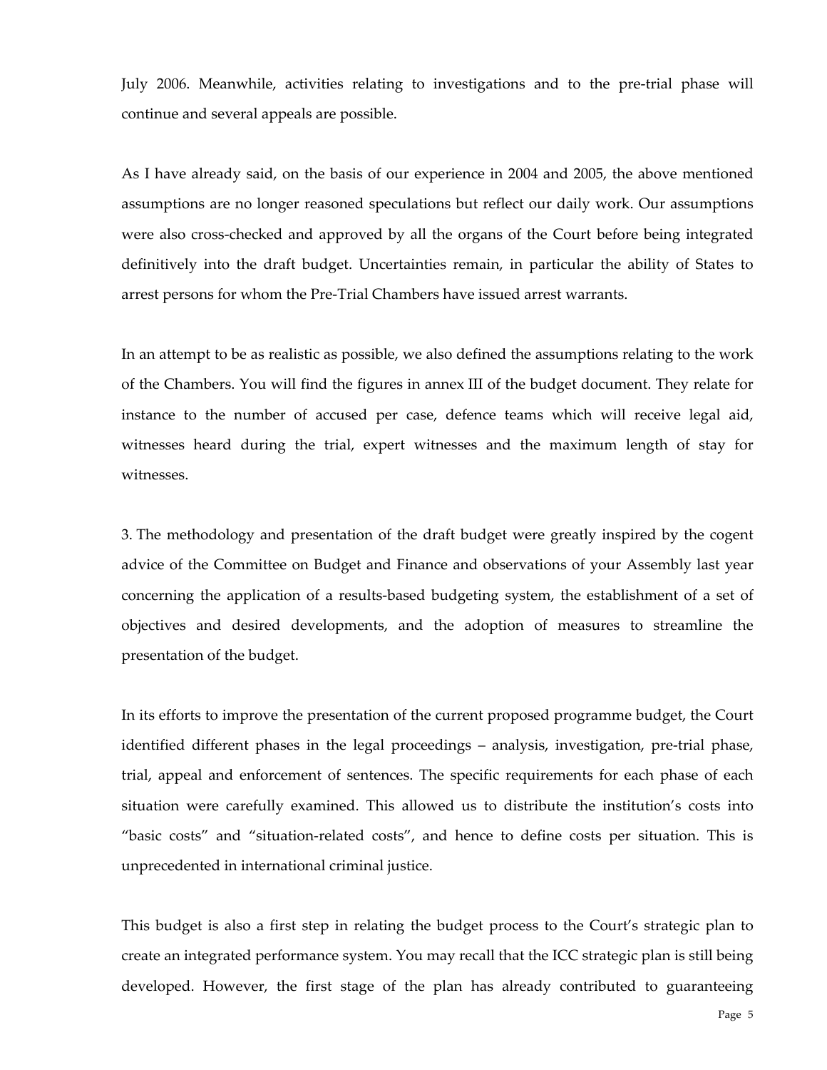July 2006. Meanwhile, activities relating to investigations and to the pre-trial phase will continue and several appeals are possible.

As I have already said, on the basis of our experience in 2004 and 2005, the above mentioned assumptions are no longer reasoned speculations but reflect our daily work. Our assumptions were also cross-checked and approved by all the organs of the Court before being integrated definitively into the draft budget. Uncertainties remain, in particular the ability of States to arrest persons for whom the Pre-Trial Chambers have issued arrest warrants.

In an attempt to be as realistic as possible, we also defined the assumptions relating to the work of the Chambers. You will find the figures in annex III of the budget document. They relate for instance to the number of accused per case, defence teams which will receive legal aid, witnesses heard during the trial, expert witnesses and the maximum length of stay for witnesses.

3. The methodology and presentation of the draft budget were greatly inspired by the cogent advice of the Committee on Budget and Finance and observations of your Assembly last year concerning the application of a results-based budgeting system, the establishment of a set of objectives and desired developments, and the adoption of measures to streamline the presentation of the budget.

In its efforts to improve the presentation of the current proposed programme budget, the Court identified different phases in the legal proceedings – analysis, investigation, pre-trial phase, trial, appeal and enforcement of sentences. The specific requirements for each phase of each situation were carefully examined. This allowed us to distribute the institution's costs into "basic costs" and "situation-related costs", and hence to define costs per situation. This is unprecedented in international criminal justice.

This budget is also a first step in relating the budget process to the Court's strategic plan to create an integrated performance system. You may recall that the ICC strategic plan is still being developed. However, the first stage of the plan has already contributed to guaranteeing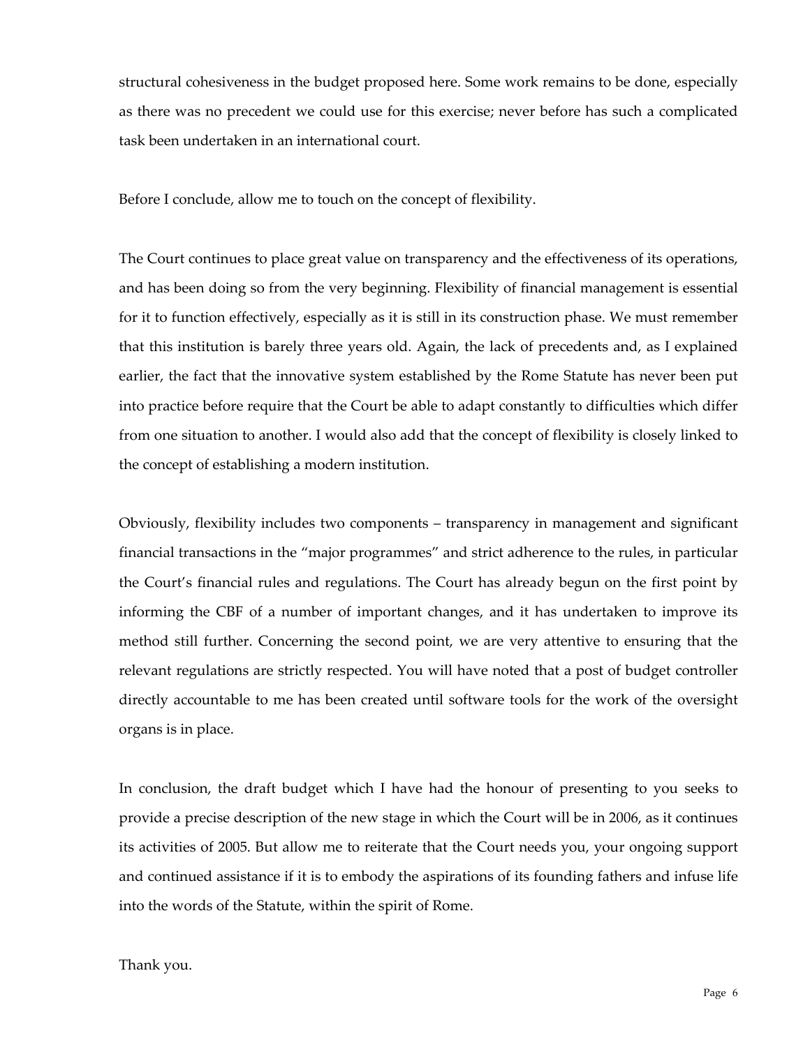structural cohesiveness in the budget proposed here. Some work remains to be done, especially as there was no precedent we could use for this exercise; never before has such a complicated task been undertaken in an international court.

Before I conclude, allow me to touch on the concept of flexibility.

The Court continues to place great value on transparency and the effectiveness of its operations, and has been doing so from the very beginning. Flexibility of financial management is essential for it to function effectively, especially as it is still in its construction phase. We must remember that this institution is barely three years old. Again, the lack of precedents and, as I explained earlier, the fact that the innovative system established by the Rome Statute has never been put into practice before require that the Court be able to adapt constantly to difficulties which differ from one situation to another. I would also add that the concept of flexibility is closely linked to the concept of establishing a modern institution.

Obviously, flexibility includes two components – transparency in management and significant financial transactions in the "major programmes" and strict adherence to the rules, in particular the Court's financial rules and regulations. The Court has already begun on the first point by informing the CBF of a number of important changes, and it has undertaken to improve its method still further. Concerning the second point, we are very attentive to ensuring that the relevant regulations are strictly respected. You will have noted that a post of budget controller directly accountable to me has been created until software tools for the work of the oversight organs is in place.

In conclusion, the draft budget which I have had the honour of presenting to you seeks to provide a precise description of the new stage in which the Court will be in 2006, as it continues its activities of 2005. But allow me to reiterate that the Court needs you, your ongoing support and continued assistance if it is to embody the aspirations of its founding fathers and infuse life into the words of the Statute, within the spirit of Rome.

Thank you.